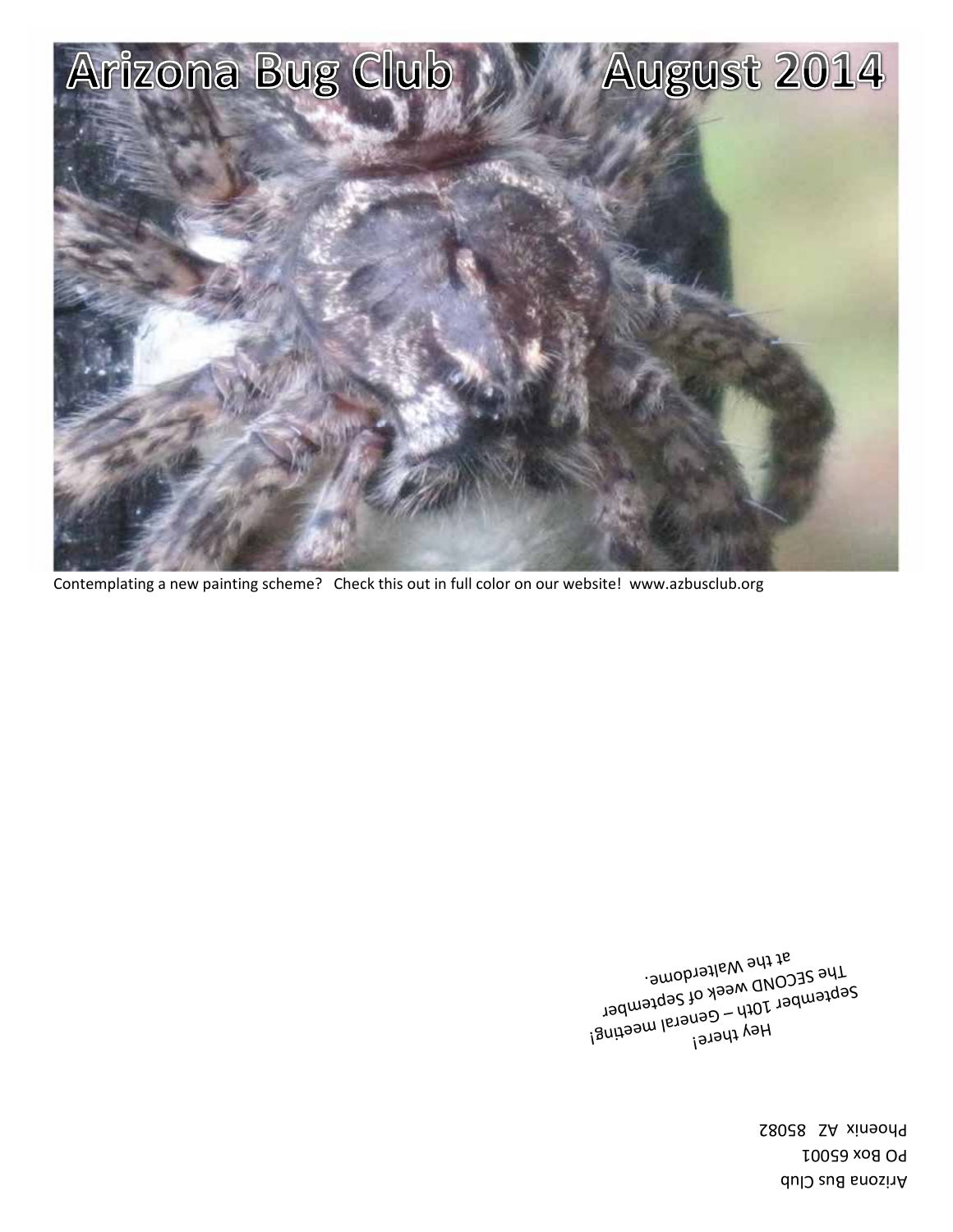# Arizona Bug Club August 2014

Contemplating a new painting scheme? Check this out in full color on our website! www.azbusclub.org

Hey there!
September 10th – General meeting!
The SECOND week of September
at the Walterdome.

Arizona Bus Club
PO Box 65001
Phoenix AZ 85082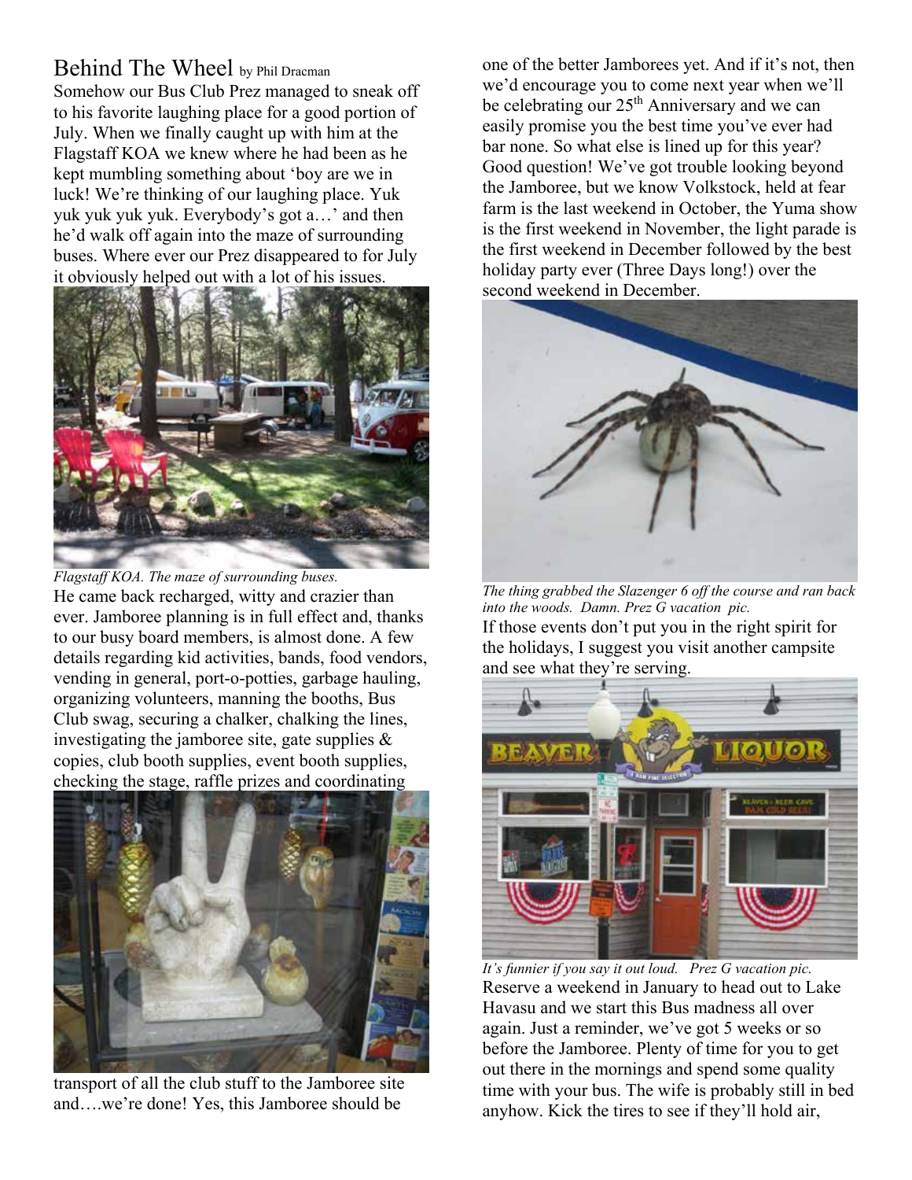## Behind The Wheel by Phil Dracman

Somehow our Bus Club Prez managed to sneak off to his favorite laughing place for a good portion of July. When we finally caught up with him at the Flagstaff KOA we knew where he had been as he kept mumbling something about 'boy are we in luck! We're thinking of our laughing place. Yuk yuk yuk yuk yuk. Everybody's got a…' and then he'd walk off again into the maze of surrounding buses. Where ever our Prez disappeared to for July it obviously helped out with a lot of his issues.

*Flagstaff KOA. The maze of surrounding buses.*

He came back recharged, witty and crazier than ever. Jamboree planning is in full effect and, thanks to our busy board members, is almost done. A few details regarding kid activities, bands, food vendors, vending in general, port-o-potties, garbage hauling, organizing volunteers, manning the booths, Bus Club swag, securing a chalker, chalking the lines, investigating the jamboree site, gate supplies & copies, club booth supplies, event booth supplies, checking the stage, raffle prizes and coordinating transport of all the club stuff to the Jamboree site and….we're done! Yes, this Jamboree should be one of the better Jamborees yet. And if it's not, then we'd encourage you to come next year when we'll be celebrating our 25th Anniversary and we can easily promise you the best time you've ever had bar none. So what else is lined up for this year? Good question! We've got trouble looking beyond the Jamboree, but we know Volkstock, held at fear farm is the last weekend in October, the Yuma show is the first weekend in November, the light parade is the first weekend in December followed by the best holiday party ever (Three Days long!) over the second weekend in December.

*The thing grabbed the Slazenger 6 off the course and ran back into the woods. Damn. Prez G vacation pic.*

If those events don't put you in the right spirit for the holidays, I suggest you visit another campsite and see what they're serving.

*It's funnier if you say it out loud. Prez G vacation pic.*

Reserve a weekend in January to head out to Lake Havasu and we start this Bus madness all over again. Just a reminder, we've got 5 weeks or so before the Jamboree. Plenty of time for you to get out there in the mornings and spend some quality time with your bus. The wife is probably still in bed anyhow. Kick the tires to see if they'll hold air,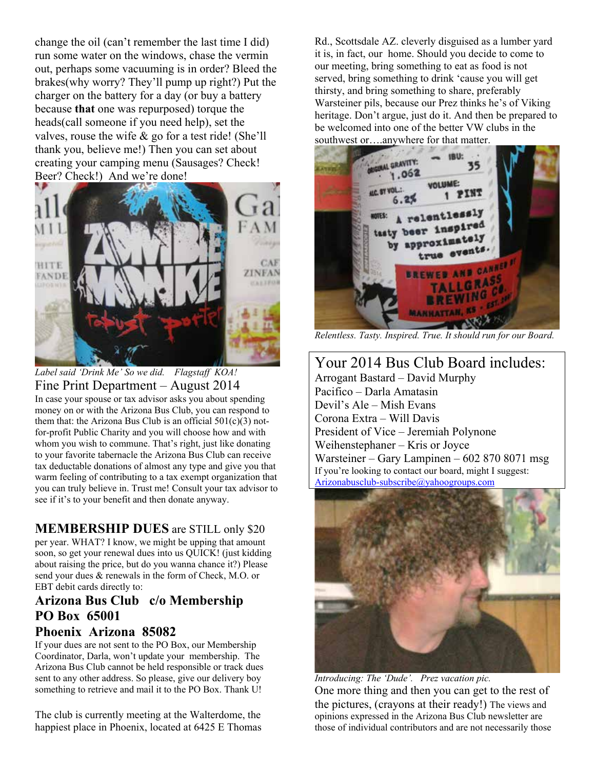change the oil (can't remember the last time I did) run some water on the windows, chase the vermin out, perhaps some vacuuming is in order? Bleed the brakes(why worry? They'll pump up right?) Put the charger on the battery for a day (or buy a battery because **that** one was repurposed) torque the heads(call someone if you need help), set the valves, rouse the wife & go for a test ride! (She'll thank you, believe me!) Then you can set about creating your camping menu (Sausages? Check! Beer? Check!) And we're done!

*Label said 'Drink Me' So we did. Flagstaff KOA!*

## Fine Print Department – August 2014

In case your spouse or tax advisor asks you about spending money on or with the Arizona Bus Club, you can respond to them that: the Arizona Bus Club is an official 501(c)(3) not-for-profit Public Charity and you will choose how and with whom you wish to commune. That's right, just like donating to your favorite tabernacle the Arizona Bus Club can receive tax deductable donations of almost any type and give you that warm feeling of contributing to a tax exempt organization that you can truly believe in. Trust me! Consult your tax advisor to see if it's to your benefit and then donate anyway.

**MEMBERSHIP DUES** are STILL only $20 per year. WHAT? I know, we might be upping that amount soon, so get your renewal dues into us QUICK! (just kidding about raising the price, but do you wanna chance it?) Please send your dues & renewals in the form of Check, M.O. or EBT debit cards directly to:

**Arizona Bus Club c/o Membership**
**PO Box 65001**
**Phoenix Arizona 85082**

If your dues are not sent to the PO Box, our Membership Coordinator, Darla, won't update your membership. The Arizona Bus Club cannot be held responsible or track dues sent to any other address. So please, give our delivery boy something to retrieve and mail it to the PO Box. Thank U!

The club is currently meeting at the Walterdome, the happiest place in Phoenix, located at 6425 E Thomas Rd., Scottsdale AZ. cleverly disguised as a lumber yard it is, in fact, our home. Should you decide to come to our meeting, bring something to eat as food is not served, bring something to drink 'cause you will get thirsty, and bring something to share, preferably Warsteiner pils, because our Prez thinks he's of Viking heritage. Don't argue, just do it. And then be prepared to be welcomed into one of the better VW clubs in the southwest or….anywhere for that matter.

*Relentless. Tasty. Inspired. True. It should run for our Board.*

## Your 2014 Bus Club Board includes:

Arrogant Bastard – David Murphy
Pacifico – Darla Amatasin
Devil's Ale – Mish Evans
Corona Extra – Will Davis
President of Vice – Jeremiah Polynone
Weihenstephaner – Kris or Joyce
Warsteiner – Gary Lampinen – 602 870 8071 msg

If you're looking to contact our board, might I suggest: Arizonabusclub-subscribe@yahoogroups.com

*Introducing: The 'Dude'. Prez vacation pic.*

One more thing and then you can get to the rest of the pictures, (crayons at their ready!) The views and opinions expressed in the Arizona Bus Club newsletter are those of individual contributors and are not necessarily those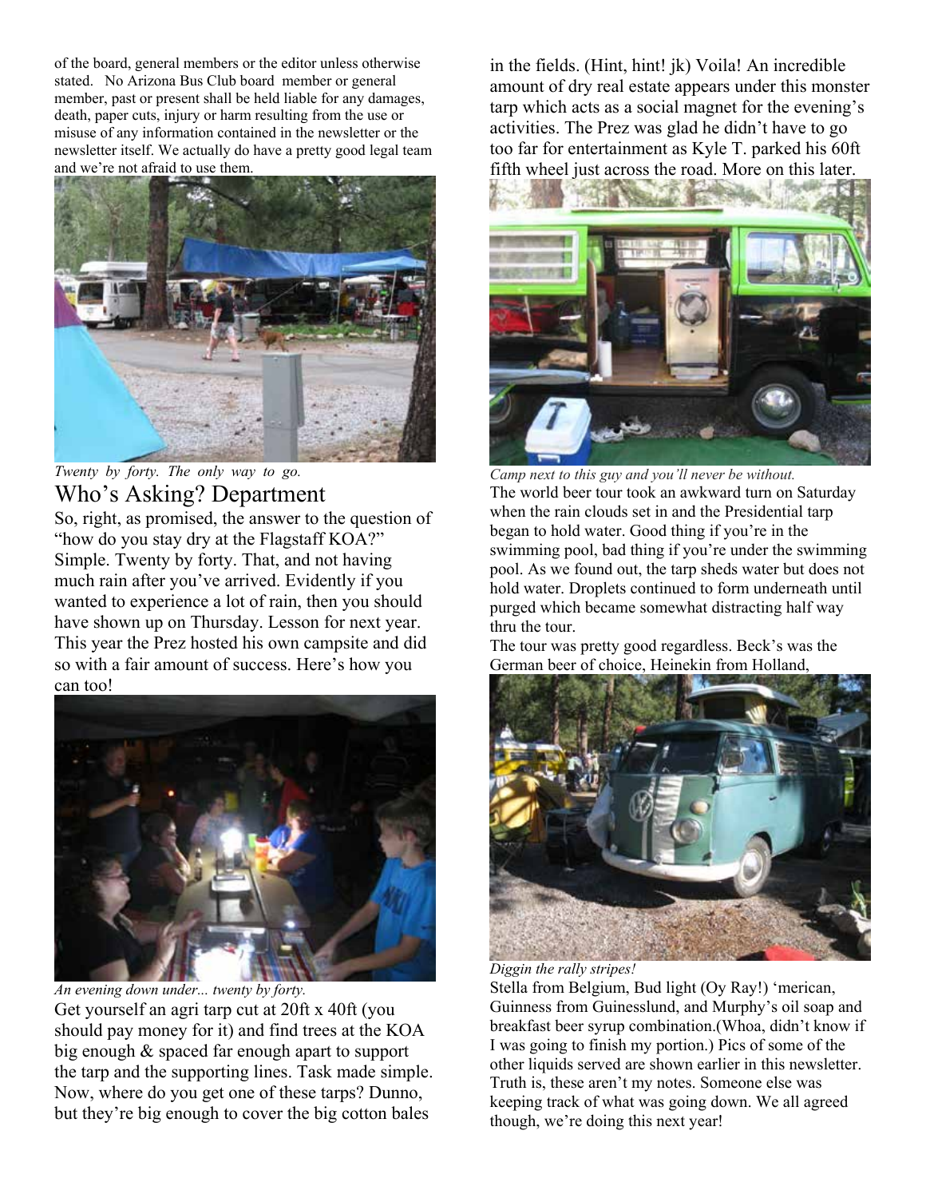of the board, general members or the editor unless otherwise stated. No Arizona Bus Club board member or general member, past or present shall be held liable for any damages, death, paper cuts, injury or harm resulting from the use or misuse of any information contained in the newsletter or the newsletter itself. We actually do have a pretty good legal team and we're not afraid to use them.

*Twenty by forty. The only way to go.*

## Who's Asking? Department

So, right, as promised, the answer to the question of "how do you stay dry at the Flagstaff KOA?" Simple. Twenty by forty. That, and not having much rain after you've arrived. Evidently if you wanted to experience a lot of rain, then you should have shown up on Thursday. Lesson for next year. This year the Prez hosted his own campsite and did so with a fair amount of success. Here's how you can too!

*An evening down under... twenty by forty.*

Get yourself an agri tarp cut at 20ft x 40ft (you should pay money for it) and find trees at the KOA big enough & spaced far enough apart to support the tarp and the supporting lines. Task made simple. Now, where do you get one of these tarps? Dunno, but they're big enough to cover the big cotton bales in the fields. (Hint, hint! jk) Voila! An incredible amount of dry real estate appears under this monster tarp which acts as a social magnet for the evening's activities. The Prez was glad he didn't have to go too far for entertainment as Kyle T. parked his 60ft fifth wheel just across the road. More on this later.

*Camp next to this guy and you'll never be without.*

The world beer tour took an awkward turn on Saturday when the rain clouds set in and the Presidential tarp began to hold water. Good thing if you're in the swimming pool, bad thing if you're under the swimming pool. As we found out, the tarp sheds water but does not hold water. Droplets continued to form underneath until purged which became somewhat distracting half way thru the tour.

The tour was pretty good regardless. Beck's was the German beer of choice, Heinekin from Holland,

*Diggin the rally stripes!*

Stella from Belgium, Bud light (Oy Ray!) 'merican, Guinness from Guinesslund, and Murphy's oil soap and breakfast beer syrup combination.(Whoa, didn't know if I was going to finish my portion.) Pics of some of the other liquids served are shown earlier in this newsletter. Truth is, these aren't my notes. Someone else was keeping track of what was going down. We all agreed though, we're doing this next year!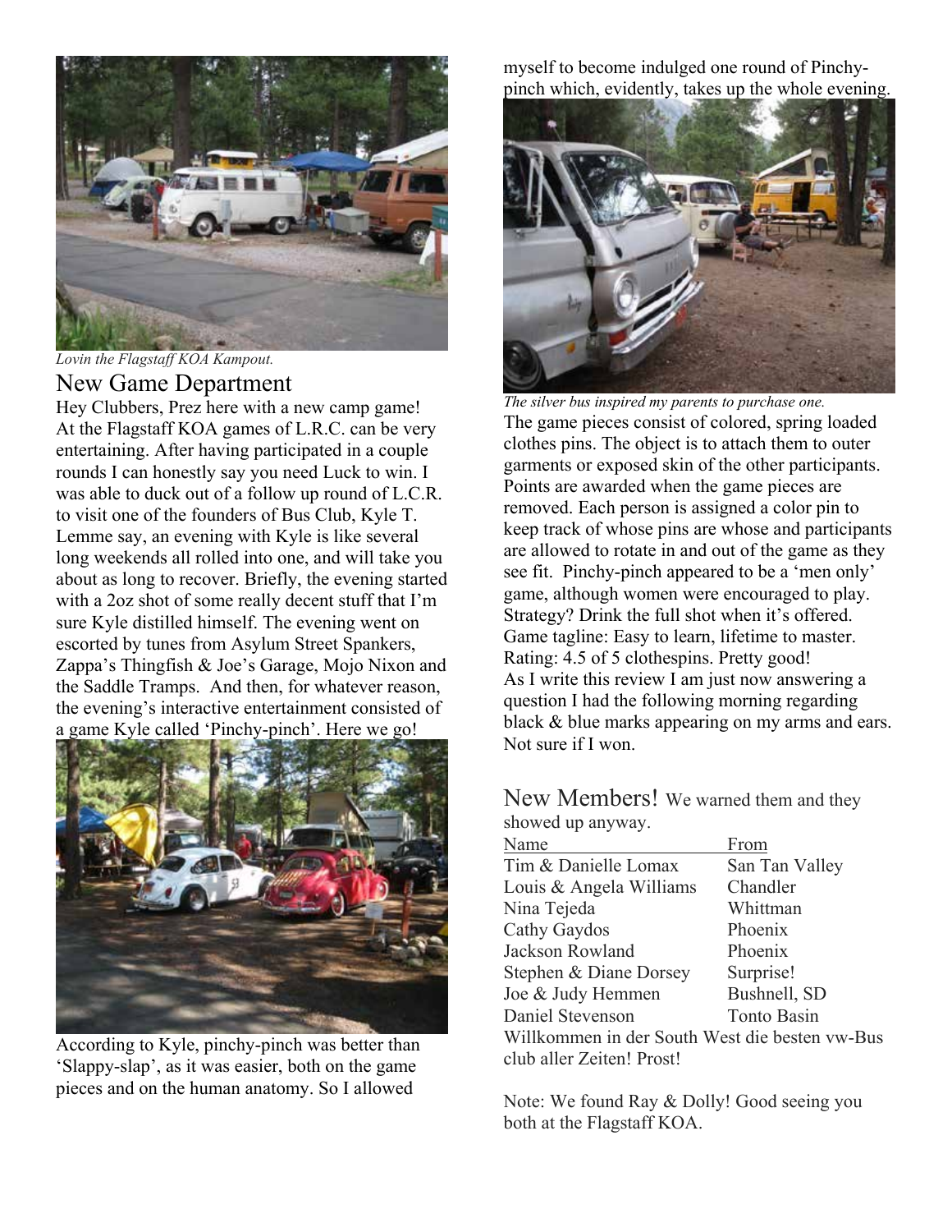*Lovin the Flagstaff KOA Kampout.*

## New Game Department

Hey Clubbers, Prez here with a new camp game! At the Flagstaff KOA games of L.R.C. can be very entertaining. After having participated in a couple rounds I can honestly say you need Luck to win. I was able to duck out of a follow up round of L.C.R. to visit one of the founders of Bus Club, Kyle T. Lemme say, an evening with Kyle is like several long weekends all rolled into one, and will take you about as long to recover. Briefly, the evening started with a 2oz shot of some really decent stuff that I'm sure Kyle distilled himself. The evening went on escorted by tunes from Asylum Street Spankers, Zappa's Thingfish & Joe's Garage, Mojo Nixon and the Saddle Tramps. And then, for whatever reason, the evening's interactive entertainment consisted of a game Kyle called 'Pinchy-pinch'. Here we go!

According to Kyle, pinchy-pinch was better than 'Slappy-slap', as it was easier, both on the game pieces and on the human anatomy. So I allowed myself to become indulged one round of Pinchy-pinch which, evidently, takes up the whole evening.

*The silver bus inspired my parents to purchase one.*

The game pieces consist of colored, spring loaded clothes pins. The object is to attach them to outer garments or exposed skin of the other participants. Points are awarded when the game pieces are removed. Each person is assigned a color pin to keep track of whose pins are whose and participants are allowed to rotate in and out of the game as they see fit. Pinchy-pinch appeared to be a 'men only' game, although women were encouraged to play. Strategy? Drink the full shot when it's offered. Game tagline: Easy to learn, lifetime to master. Rating: 4.5 of 5 clothespins. Pretty good!
As I write this review I am just now answering a question I had the following morning regarding black & blue marks appearing on my arms and ears. Not sure if I won.

## New Members!

We warned them and they showed up anyway.

| Name | From |
|---|---|
| Tim & Danielle Lomax | San Tan Valley |
| Louis & Angela Williams | Chandler |
| Nina Tejeda | Whittman |
| Cathy Gaydos | Phoenix |
| Jackson Rowland | Phoenix |
| Stephen & Diane Dorsey | Surprise! |
| Joe & Judy Hemmen | Bushnell, SD |
| Daniel Stevenson | Tonto Basin |

Willkommen in der South West die besten vw-Bus club aller Zeiten! Prost!

Note: We found Ray & Dolly! Good seeing you both at the Flagstaff KOA.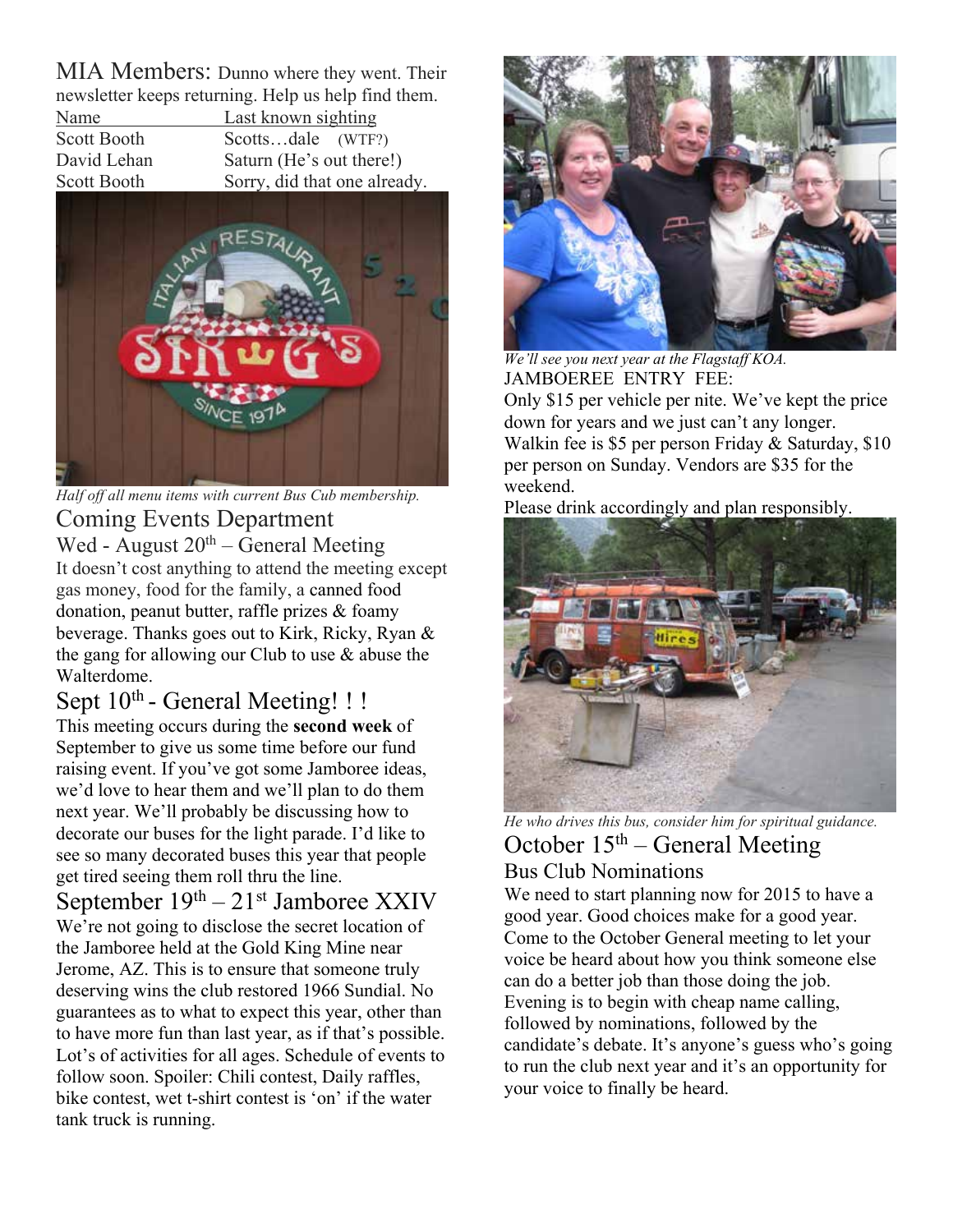MIA Members: Dunno where they went. Their newsletter keeps returning. Help us help find them.

| Name | Last known sighting |
| --- | --- |
| Scott Booth | Scotts…dale (WTF?) |
| David Lehan | Saturn (He's out there!) |
| Scott Booth | Sorry, did that one already. |

*Half off all menu items with current Bus Cub membership.*

## Coming Events Department

### Wed - August 20th – General Meeting

It doesn't cost anything to attend the meeting except gas money, food for the family, a canned food donation, peanut butter, raffle prizes & foamy beverage. Thanks goes out to Kirk, Ricky, Ryan & the gang for allowing our Club to use & abuse the Walterdome.

### Sept 10th - General Meeting! ! !

This meeting occurs during the **second week** of September to give us some time before our fund raising event. If you've got some Jamboree ideas, we'd love to hear them and we'll plan to do them next year. We'll probably be discussing how to decorate our buses for the light parade. I'd like to see so many decorated buses this year that people get tired seeing them roll thru the line.

### September 19th – 21st Jamboree XXIV

We're not going to disclose the secret location of the Jamboree held at the Gold King Mine near Jerome, AZ. This is to ensure that someone truly deserving wins the club restored 1966 Sundial. No guarantees as to what to expect this year, other than to have more fun than last year, as if that's possible. Lot's of activities for all ages. Schedule of events to follow soon. Spoiler: Chili contest, Daily raffles, bike contest, wet t-shirt contest is 'on' if the water tank truck is running.

*We'll see you next year at the Flagstaff KOA.*

JAMBOEREE ENTRY FEE:

Only $15 per vehicle per nite. We've kept the price down for years and we just can't any longer. Walkin fee is $5 per person Friday & Saturday, $10 per person on Sunday. Vendors are $35 for the weekend.

Please drink accordingly and plan responsibly.

*He who drives this bus, consider him for spiritual guidance.*

### October 15th – General Meeting

### Bus Club Nominations

We need to start planning now for 2015 to have a good year. Good choices make for a good year. Come to the October General meeting to let your voice be heard about how you think someone else can do a better job than those doing the job. Evening is to begin with cheap name calling, followed by nominations, followed by the candidate's debate. It's anyone's guess who's going to run the club next year and it's an opportunity for your voice to finally be heard.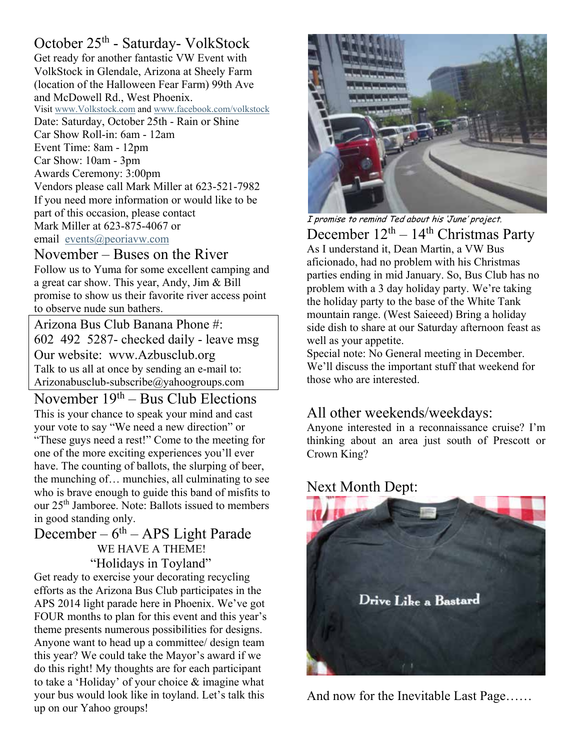## October 25th - Saturday- VolkStock

Get ready for another fantastic VW Event with VolkStock in Glendale, Arizona at Sheely Farm (location of the Halloween Fear Farm) 99th Ave and McDowell Rd., West Phoenix.

Visit www.Volkstock.com and www.facebook.com/volkstock

Date: Saturday, October 25th - Rain or Shine
Car Show Roll-in: 6am - 12am
Event Time: 8am - 12pm
Car Show: 10am - 3pm
Awards Ceremony: 3:00pm
Vendors please call Mark Miller at 623-521-7982
If you need more information or would like to be part of this occasion, please contact
Mark Miller at 623-875-4067 or
email events@peoriavw.com

## November – Buses on the River

Follow us to Yuma for some excellent camping and a great car show. This year, Andy, Jim & Bill promise to show us their favorite river access point to observe nude sun bathers.

> Arizona Bus Club Banana Phone #:
> 602 492 5287- checked daily - leave msg
> Our website: www.Azbusclub.org
> Talk to us all at once by sending an e-mail to:
> Arizonabusclub-subscribe@yahoogroups.com

## November 19th – Bus Club Elections

This is your chance to speak your mind and cast your vote to say "We need a new direction" or "These guys need a rest!" Come to the meeting for one of the more exciting experiences you'll ever have. The counting of ballots, the slurping of beer, the munching of… munchies, all culminating to see who is brave enough to guide this band of misfits to our 25th Jamboree. Note: Ballots issued to members in good standing only.

## December – 6th – APS Light Parade

WE HAVE A THEME!

"Holidays in Toyland"

Get ready to exercise your decorating recycling efforts as the Arizona Bus Club participates in the APS 2014 light parade here in Phoenix. We've got FOUR months to plan for this event and this year's theme presents numerous possibilities for designs. Anyone want to head up a committee/ design team this year? We could take the Mayor's award if we do this right! My thoughts are for each participant to take a 'Holiday' of your choice & imagine what your bus would look like in toyland. Let's talk this up on our Yahoo groups!

*I promise to remind Ted about his 'June' project.*

## December 12th – 14th Christmas Party

As I understand it, Dean Martin, a VW Bus aficionado, had no problem with his Christmas parties ending in mid January. So, Bus Club has no problem with a 3 day holiday party. We're taking the holiday party to the base of the White Tank mountain range. (West Saieeed) Bring a holiday side dish to share at our Saturday afternoon feast as well as your appetite.

Special note: No General meeting in December. We'll discuss the important stuff that weekend for those who are interested.

## All other weekends/weekdays:

Anyone interested in a reconnaissance cruise? I'm thinking about an area just south of Prescott or Crown King?

## Next Month Dept:

And now for the Inevitable Last Page……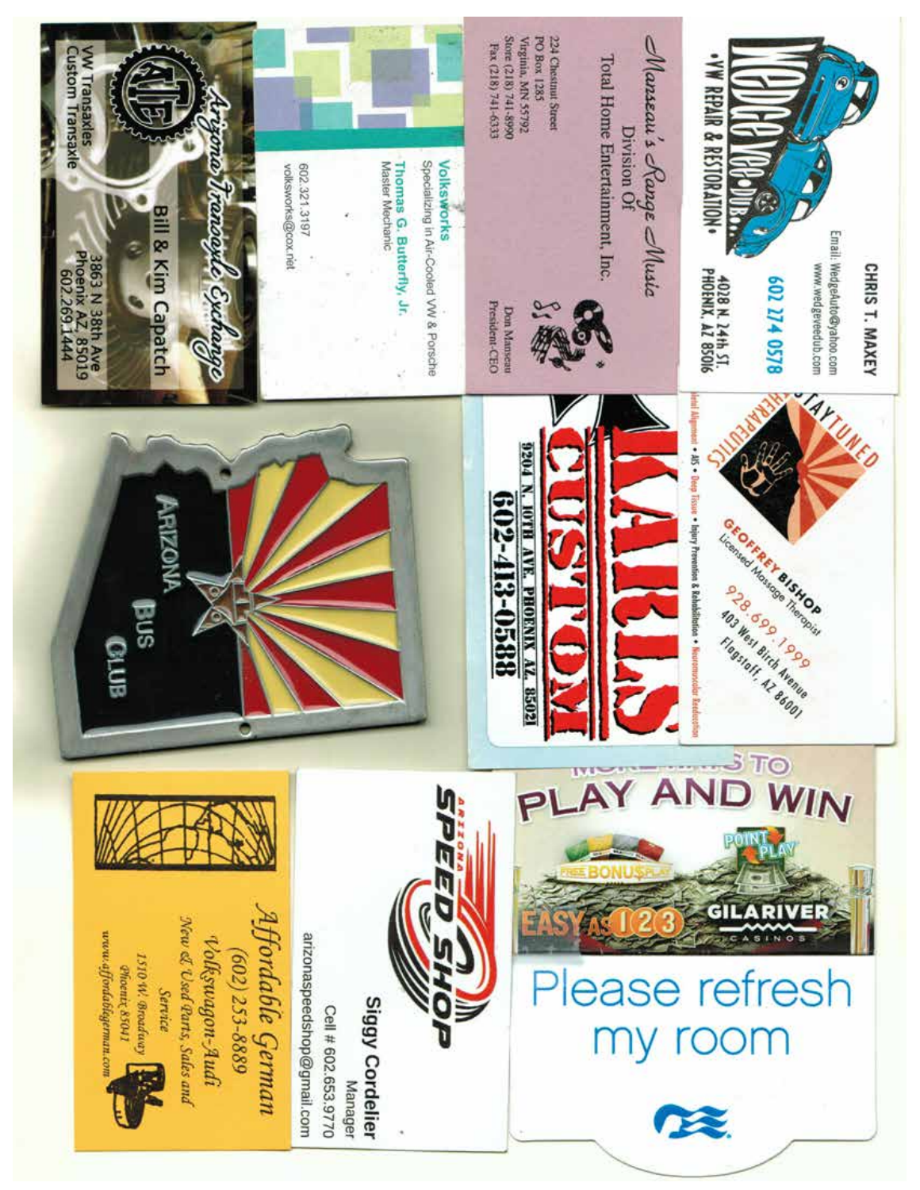Arizona Transaxle Exchange

Bill & Kim Capatch

VW Transaxles
Custom Transaxle

3863 N 38th Ave
Phoenix AZ. 85019
602.269.1444

Volksworks
Specializing in Air-Cooled VW & Porsche

Thomas G. Butterfly, Jr.
Master Mechanic

602.321.3197
volksworks@cox.net

Manseau's Range Music
Division Of
Total Home Entertainment, Inc.

224 Chestnut Street
PO Box 1285
Virginia, MN 55792
Store (218) 741-8990
Fax (218) 741-6333

Don Manseau
President-CEO

WedgeVee-Dub
• VW REPAIR & RESTORATION •

CHRIS T. MAXEY

Email: WedgeAuto@yahoo.com
www.wedgeveedub.com

602 274 0578

4028 N. 24th ST.
PHOENIX, AZ 85016

ARIZONA BUS CLUB

KARL'S CUSTOM

9204 N. 10TH AVE. PHOENIX AZ. 85021

602-413-0588

STAY TUNED THERAPEUTICS

GEOFFREY BISHOP
Licensed Massage Therapist

928.699.1999

403 West Birch Avenue
Flagstaff, AZ 86001

…ntal Alignment • AIS • Deep Tissue • Injury Prevention & Rehabilitation • Neuromuscular Reeducation

Affordable German

(602) 253-8889

Volkswagon-Audi
New & Used Parts, Sales and Service

1510 W. Broadway
Phoenix 85041

www.affordablegerman.com

ARIZONA SPEED SHOP

Siggy Cordelier
Manager

Cell # 602.653.9770
arizonaspeedshop@gmail.com

MORE WAYS TO PLAY AND WIN

POINT PLAY

FREE BONUSPLAY

EASY AS 1 2 3

GILARIVER CASINOS

Please refresh my room